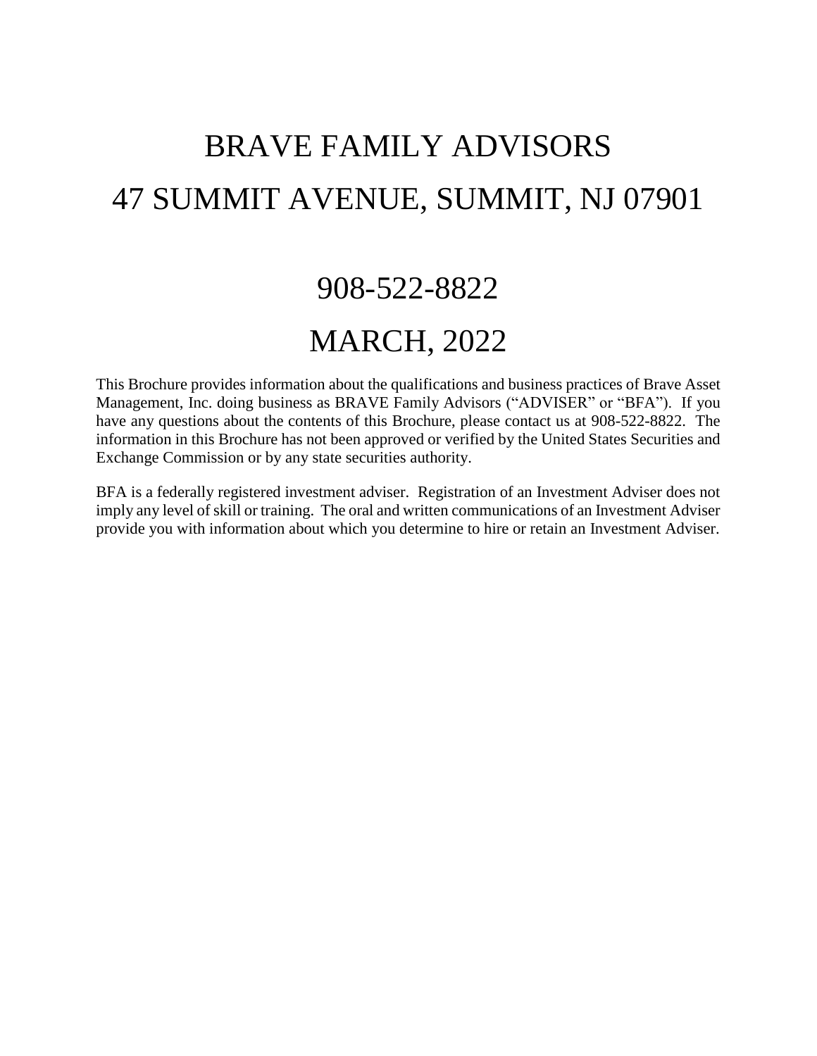# BRAVE FAMILY ADVISORS

# 47 SUMMIT AVENUE, SUMMIT, NJ 07901

# 908-522-8822

# MARCH, 2022

This Brochure provides information about the qualifications and business practices of Brave Asset Management, Inc. doing business as BRAVE Family Advisors ("ADVISER" or "BFA"). If you have any questions about the contents of this Brochure, please contact us at 908-522-8822. The information in this Brochure has not been approved or verified by the United States Securities and Exchange Commission or by any state securities authority.

BFA is a federally registered investment adviser. Registration of an Investment Adviser does not imply any level of skill or training. The oral and written communications of an Investment Adviser provide you with information about which you determine to hire or retain an Investment Adviser.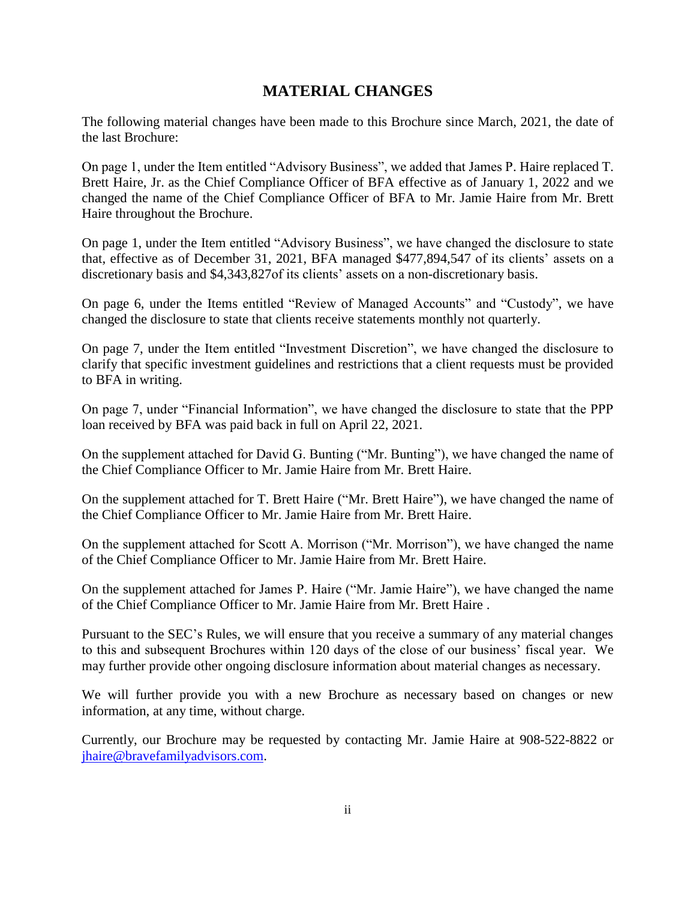## MATERIAL CHANGES

The following material changes have been made to this Brochure since March, 2021, the date of the last Brochure:

On page 1, under the Item entitled "Advisory Business", we added that James P. Haire replaced T. Brett Haire, Jr. as the Chief Compliance Officer of BFA effective as of January 1, 2022 and we changed the name of the Chief Compliance Officer of BFA to Mr. Jamie Haire from Mr. Brett Haire throughout the Brochure.

On page 1, under the Item entitled "Advisory Business", we have changed the disclosure to state that, effective as of December 31, 2021, BFA managed $477,894,547 of its clients' assets on a discretionary basis and $4,343,827of its clients' assets on a non-discretionary basis.

On page 6, under the Items entitled "Review of Managed Accounts" and "Custody", we have changed the disclosure to state that clients receive statements monthly not quarterly.

On page 7, under the Item entitled "Investment Discretion", we have changed the disclosure to clarify that specific investment guidelines and restrictions that a client requests must be provided to BFA in writing.

On page 7, under "Financial Information", we have changed the disclosure to state that the PPP loan received by BFA was paid back in full on April 22, 2021.

On the supplement attached for David G. Bunting ("Mr. Bunting"), we have changed the name of the Chief Compliance Officer to Mr. Jamie Haire from Mr. Brett Haire.

On the supplement attached for T. Brett Haire ("Mr. Brett Haire"), we have changed the name of the Chief Compliance Officer to Mr. Jamie Haire from Mr. Brett Haire.

On the supplement attached for Scott A. Morrison ("Mr. Morrison"), we have changed the name of the Chief Compliance Officer to Mr. Jamie Haire from Mr. Brett Haire.

On the supplement attached for James P. Haire ("Mr. Jamie Haire"), we have changed the name of the Chief Compliance Officer to Mr. Jamie Haire from Mr. Brett Haire .

Pursuant to the SEC's Rules, we will ensure that you receive a summary of any material changes to this and subsequent Brochures within 120 days of the close of our business' fiscal year. We may further provide other ongoing disclosure information about material changes as necessary.

We will further provide you with a new Brochure as necessary based on changes or new information, at any time, without charge.

Currently, our Brochure may be requested by contacting Mr. Jamie Haire at 908-522-8822 or jhaire@bravefamilyadvisors.com.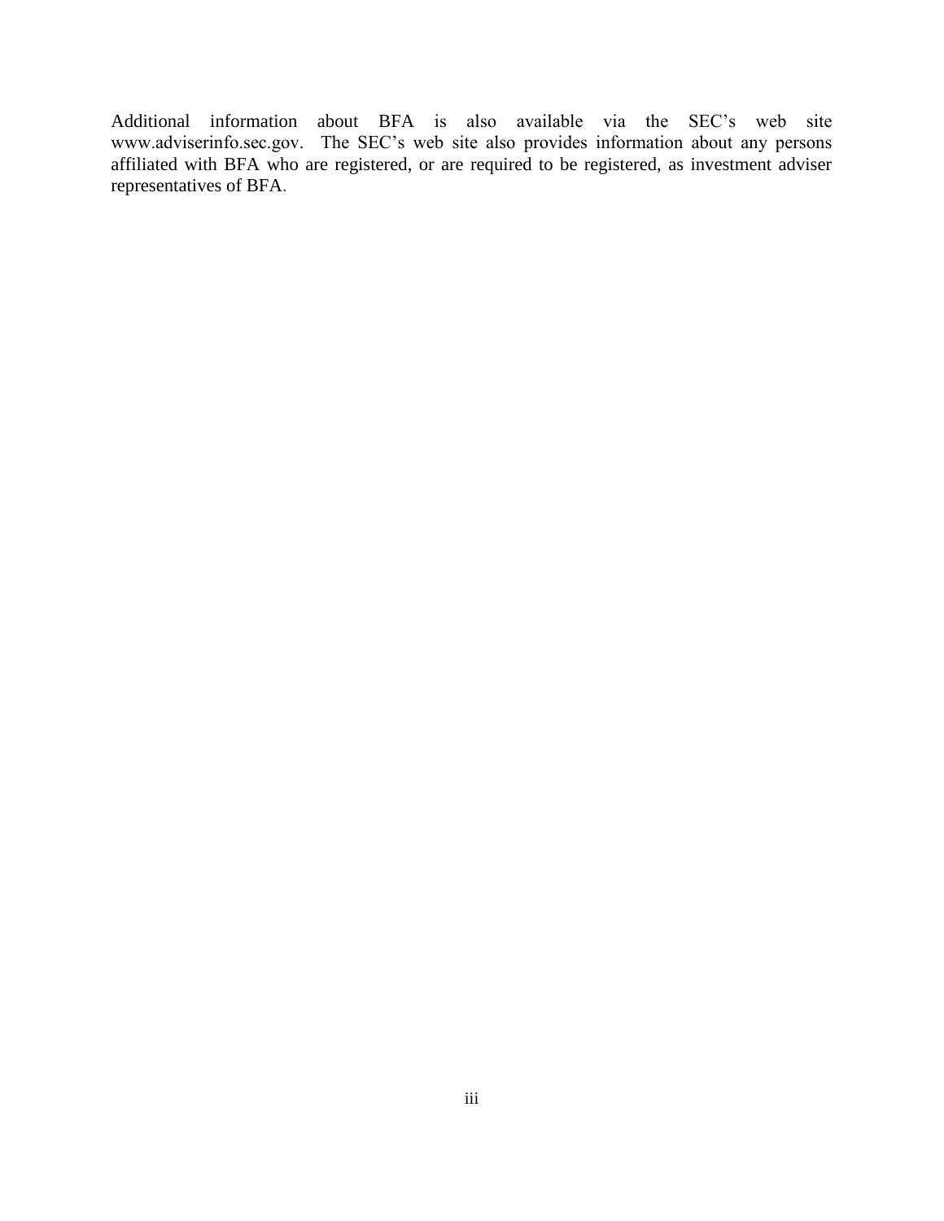Additional information about BFA is also available via the SEC's web site www.adviserinfo.sec.gov. The SEC's web site also provides information about any persons affiliated with BFA who are registered, or are required to be registered, as investment adviser representatives of BFA.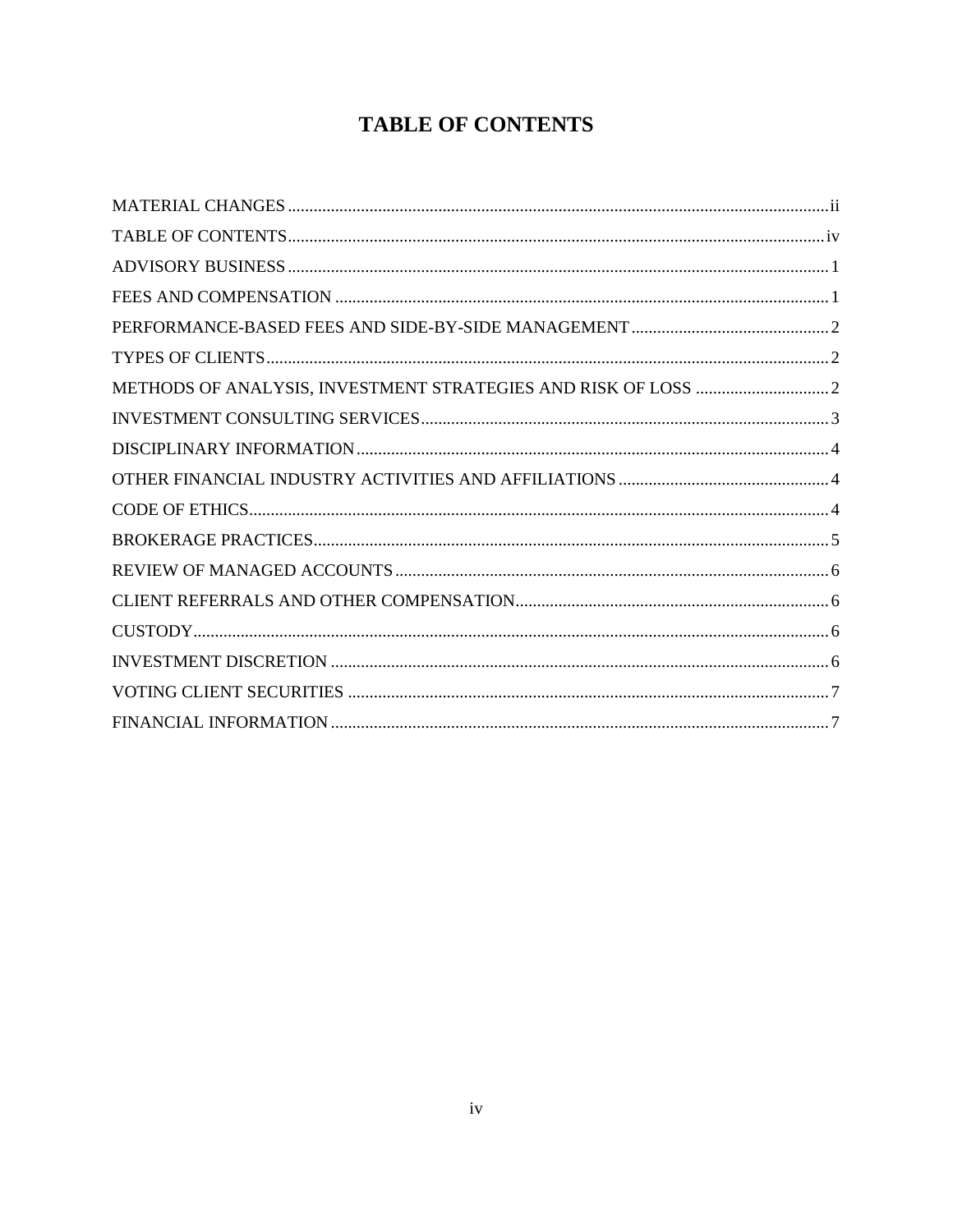# TABLE OF CONTENTS

MATERIAL CHANGES ..... ii
TABLE OF CONTENTS ..... iv
ADVISORY BUSINESS ..... 1
FEES AND COMPENSATION ..... 1
PERFORMANCE-BASED FEES AND SIDE-BY-SIDE MANAGEMENT ..... 2
TYPES OF CLIENTS ..... 2
METHODS OF ANALYSIS, INVESTMENT STRATEGIES AND RISK OF LOSS ..... 2
INVESTMENT CONSULTING SERVICES ..... 3
DISCIPLINARY INFORMATION ..... 4
OTHER FINANCIAL INDUSTRY ACTIVITIES AND AFFILIATIONS ..... 4
CODE OF ETHICS ..... 4
BROKERAGE PRACTICES ..... 5
REVIEW OF MANAGED ACCOUNTS ..... 6
CLIENT REFERRALS AND OTHER COMPENSATION ..... 6
CUSTODY ..... 6
INVESTMENT DISCRETION ..... 6
VOTING CLIENT SECURITIES ..... 7
FINANCIAL INFORMATION ..... 7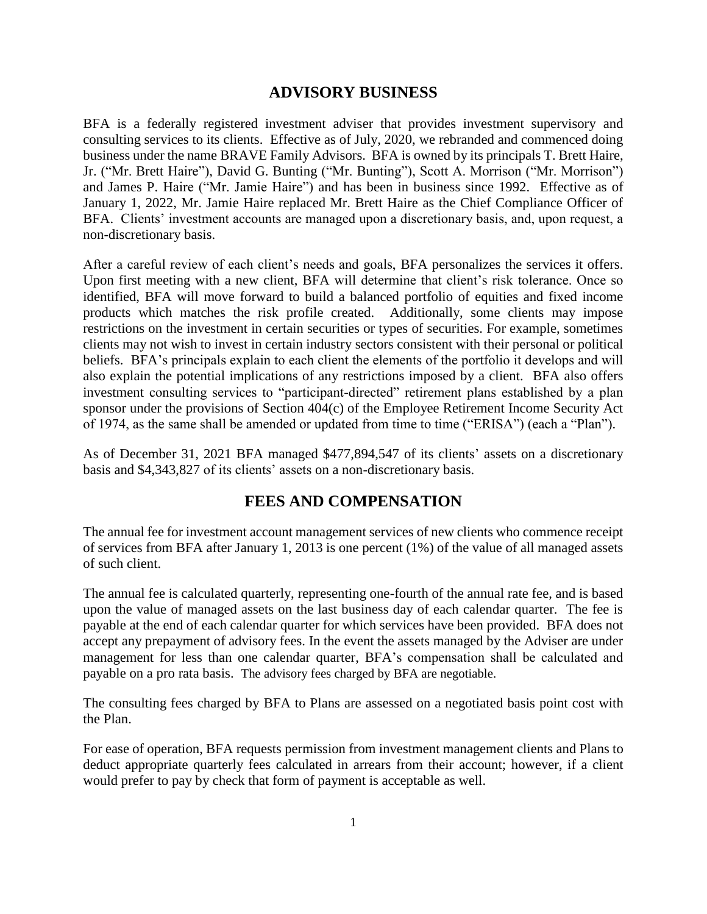## ADVISORY BUSINESS

BFA is a federally registered investment adviser that provides investment supervisory and consulting services to its clients. Effective as of July, 2020, we rebranded and commenced doing business under the name BRAVE Family Advisors. BFA is owned by its principals T. Brett Haire, Jr. ("Mr. Brett Haire"), David G. Bunting ("Mr. Bunting"), Scott A. Morrison ("Mr. Morrison") and James P. Haire ("Mr. Jamie Haire") and has been in business since 1992. Effective as of January 1, 2022, Mr. Jamie Haire replaced Mr. Brett Haire as the Chief Compliance Officer of BFA. Clients' investment accounts are managed upon a discretionary basis, and, upon request, a non-discretionary basis.

After a careful review of each client's needs and goals, BFA personalizes the services it offers. Upon first meeting with a new client, BFA will determine that client's risk tolerance. Once so identified, BFA will move forward to build a balanced portfolio of equities and fixed income products which matches the risk profile created. Additionally, some clients may impose restrictions on the investment in certain securities or types of securities. For example, sometimes clients may not wish to invest in certain industry sectors consistent with their personal or political beliefs. BFA's principals explain to each client the elements of the portfolio it develops and will also explain the potential implications of any restrictions imposed by a client. BFA also offers investment consulting services to "participant-directed" retirement plans established by a plan sponsor under the provisions of Section 404(c) of the Employee Retirement Income Security Act of 1974, as the same shall be amended or updated from time to time ("ERISA") (each a "Plan").

As of December 31, 2021 BFA managed $477,894,547 of its clients' assets on a discretionary basis and $4,343,827 of its clients' assets on a non-discretionary basis.

## FEES AND COMPENSATION

The annual fee for investment account management services of new clients who commence receipt of services from BFA after January 1, 2013 is one percent (1%) of the value of all managed assets of such client.

The annual fee is calculated quarterly, representing one-fourth of the annual rate fee, and is based upon the value of managed assets on the last business day of each calendar quarter. The fee is payable at the end of each calendar quarter for which services have been provided. BFA does not accept any prepayment of advisory fees. In the event the assets managed by the Adviser are under management for less than one calendar quarter, BFA's compensation shall be calculated and payable on a pro rata basis. The advisory fees charged by BFA are negotiable.

The consulting fees charged by BFA to Plans are assessed on a negotiated basis point cost with the Plan.

For ease of operation, BFA requests permission from investment management clients and Plans to deduct appropriate quarterly fees calculated in arrears from their account; however, if a client would prefer to pay by check that form of payment is acceptable as well.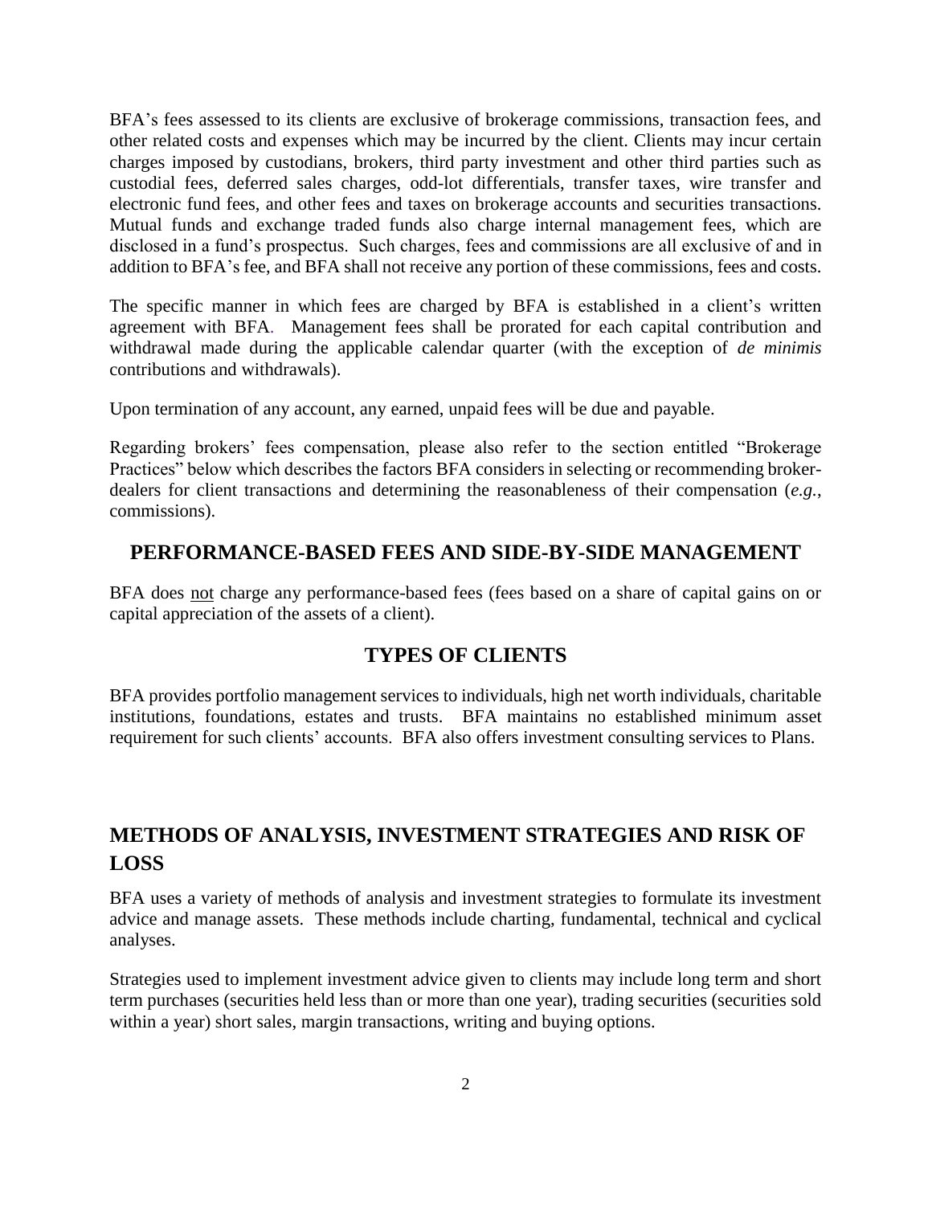BFA's fees assessed to its clients are exclusive of brokerage commissions, transaction fees, and other related costs and expenses which may be incurred by the client. Clients may incur certain charges imposed by custodians, brokers, third party investment and other third parties such as custodial fees, deferred sales charges, odd-lot differentials, transfer taxes, wire transfer and electronic fund fees, and other fees and taxes on brokerage accounts and securities transactions. Mutual funds and exchange traded funds also charge internal management fees, which are disclosed in a fund's prospectus. Such charges, fees and commissions are all exclusive of and in addition to BFA's fee, and BFA shall not receive any portion of these commissions, fees and costs.

The specific manner in which fees are charged by BFA is established in a client's written agreement with BFA. Management fees shall be prorated for each capital contribution and withdrawal made during the applicable calendar quarter (with the exception of *de minimis* contributions and withdrawals).

Upon termination of any account, any earned, unpaid fees will be due and payable.

Regarding brokers' fees compensation, please also refer to the section entitled "Brokerage Practices" below which describes the factors BFA considers in selecting or recommending broker-dealers for client transactions and determining the reasonableness of their compensation (*e.g.*, commissions).

## PERFORMANCE-BASED FEES AND SIDE-BY-SIDE MANAGEMENT

BFA does not charge any performance-based fees (fees based on a share of capital gains on or capital appreciation of the assets of a client).

## TYPES OF CLIENTS

BFA provides portfolio management services to individuals, high net worth individuals, charitable institutions, foundations, estates and trusts. BFA maintains no established minimum asset requirement for such clients' accounts. BFA also offers investment consulting services to Plans.

## METHODS OF ANALYSIS, INVESTMENT STRATEGIES AND RISK OF LOSS

BFA uses a variety of methods of analysis and investment strategies to formulate its investment advice and manage assets. These methods include charting, fundamental, technical and cyclical analyses.

Strategies used to implement investment advice given to clients may include long term and short term purchases (securities held less than or more than one year), trading securities (securities sold within a year) short sales, margin transactions, writing and buying options.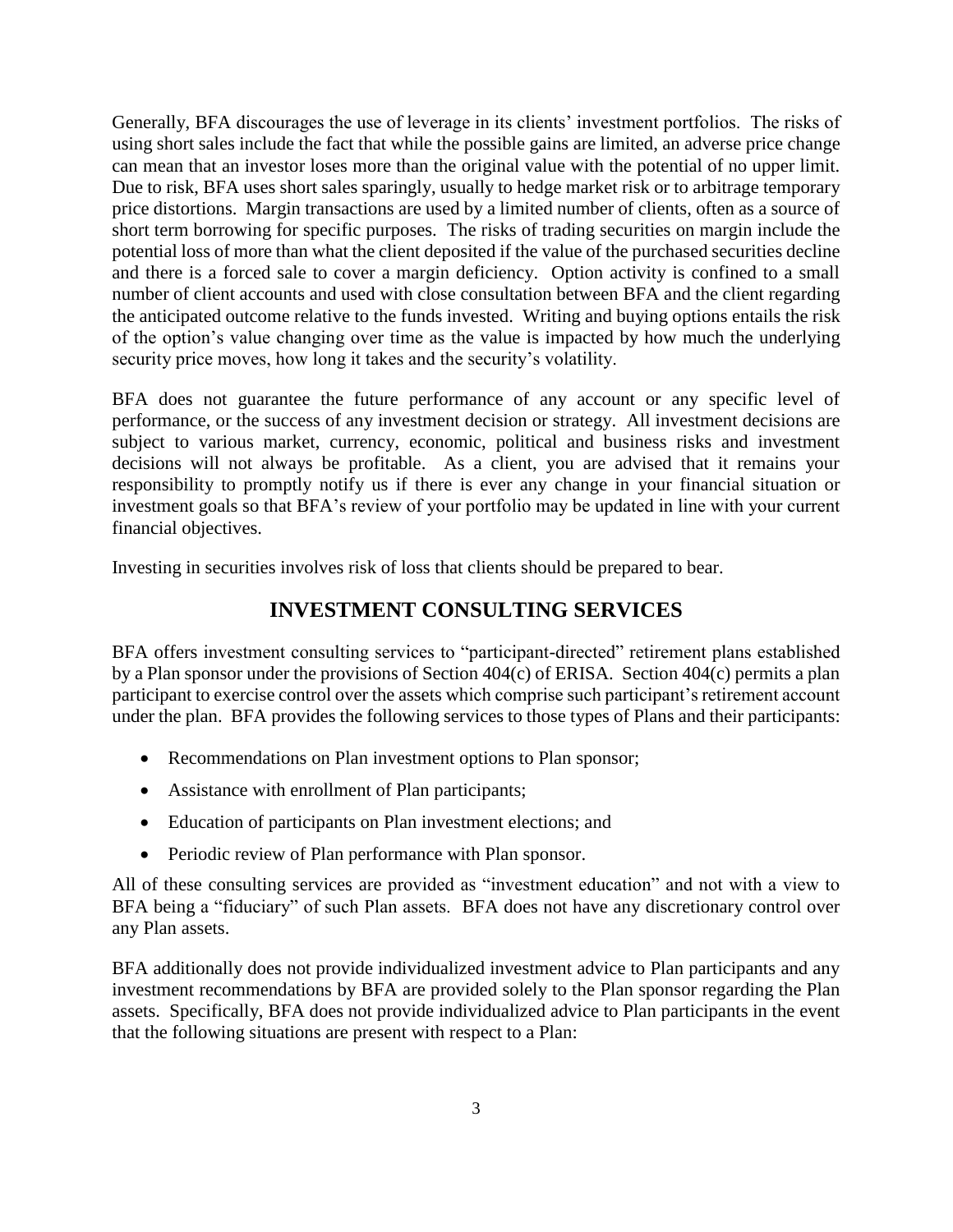Generally, BFA discourages the use of leverage in its clients' investment portfolios. The risks of using short sales include the fact that while the possible gains are limited, an adverse price change can mean that an investor loses more than the original value with the potential of no upper limit. Due to risk, BFA uses short sales sparingly, usually to hedge market risk or to arbitrage temporary price distortions. Margin transactions are used by a limited number of clients, often as a source of short term borrowing for specific purposes. The risks of trading securities on margin include the potential loss of more than what the client deposited if the value of the purchased securities decline and there is a forced sale to cover a margin deficiency. Option activity is confined to a small number of client accounts and used with close consultation between BFA and the client regarding the anticipated outcome relative to the funds invested. Writing and buying options entails the risk of the option's value changing over time as the value is impacted by how much the underlying security price moves, how long it takes and the security's volatility.

BFA does not guarantee the future performance of any account or any specific level of performance, or the success of any investment decision or strategy. All investment decisions are subject to various market, currency, economic, political and business risks and investment decisions will not always be profitable. As a client, you are advised that it remains your responsibility to promptly notify us if there is ever any change in your financial situation or investment goals so that BFA's review of your portfolio may be updated in line with your current financial objectives.

Investing in securities involves risk of loss that clients should be prepared to bear.

## INVESTMENT CONSULTING SERVICES

BFA offers investment consulting services to "participant-directed" retirement plans established by a Plan sponsor under the provisions of Section 404(c) of ERISA. Section 404(c) permits a plan participant to exercise control over the assets which comprise such participant's retirement account under the plan. BFA provides the following services to those types of Plans and their participants:

- Recommendations on Plan investment options to Plan sponsor;
- Assistance with enrollment of Plan participants;
- Education of participants on Plan investment elections; and
- Periodic review of Plan performance with Plan sponsor.

All of these consulting services are provided as "investment education" and not with a view to BFA being a "fiduciary" of such Plan assets. BFA does not have any discretionary control over any Plan assets.

BFA additionally does not provide individualized investment advice to Plan participants and any investment recommendations by BFA are provided solely to the Plan sponsor regarding the Plan assets. Specifically, BFA does not provide individualized advice to Plan participants in the event that the following situations are present with respect to a Plan: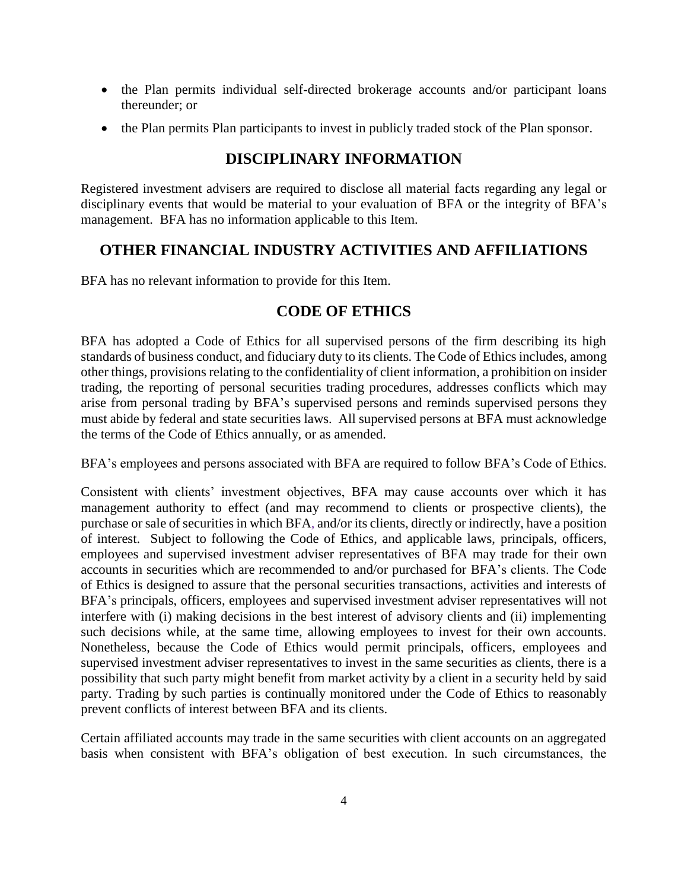- the Plan permits individual self-directed brokerage accounts and/or participant loans thereunder; or
- the Plan permits Plan participants to invest in publicly traded stock of the Plan sponsor.

## DISCIPLINARY INFORMATION

Registered investment advisers are required to disclose all material facts regarding any legal or disciplinary events that would be material to your evaluation of BFA or the integrity of BFA's management. BFA has no information applicable to this Item.

## OTHER FINANCIAL INDUSTRY ACTIVITIES AND AFFILIATIONS

BFA has no relevant information to provide for this Item.

## CODE OF ETHICS

BFA has adopted a Code of Ethics for all supervised persons of the firm describing its high standards of business conduct, and fiduciary duty to its clients. The Code of Ethics includes, among other things, provisions relating to the confidentiality of client information, a prohibition on insider trading, the reporting of personal securities trading procedures, addresses conflicts which may arise from personal trading by BFA's supervised persons and reminds supervised persons they must abide by federal and state securities laws. All supervised persons at BFA must acknowledge the terms of the Code of Ethics annually, or as amended.

BFA's employees and persons associated with BFA are required to follow BFA's Code of Ethics.

Consistent with clients' investment objectives, BFA may cause accounts over which it has management authority to effect (and may recommend to clients or prospective clients), the purchase or sale of securities in which BFA, and/or its clients, directly or indirectly, have a position of interest. Subject to following the Code of Ethics, and applicable laws, principals, officers, employees and supervised investment adviser representatives of BFA may trade for their own accounts in securities which are recommended to and/or purchased for BFA's clients. The Code of Ethics is designed to assure that the personal securities transactions, activities and interests of BFA's principals, officers, employees and supervised investment adviser representatives will not interfere with (i) making decisions in the best interest of advisory clients and (ii) implementing such decisions while, at the same time, allowing employees to invest for their own accounts. Nonetheless, because the Code of Ethics would permit principals, officers, employees and supervised investment adviser representatives to invest in the same securities as clients, there is a possibility that such party might benefit from market activity by a client in a security held by said party. Trading by such parties is continually monitored under the Code of Ethics to reasonably prevent conflicts of interest between BFA and its clients.

Certain affiliated accounts may trade in the same securities with client accounts on an aggregated basis when consistent with BFA's obligation of best execution. In such circumstances, the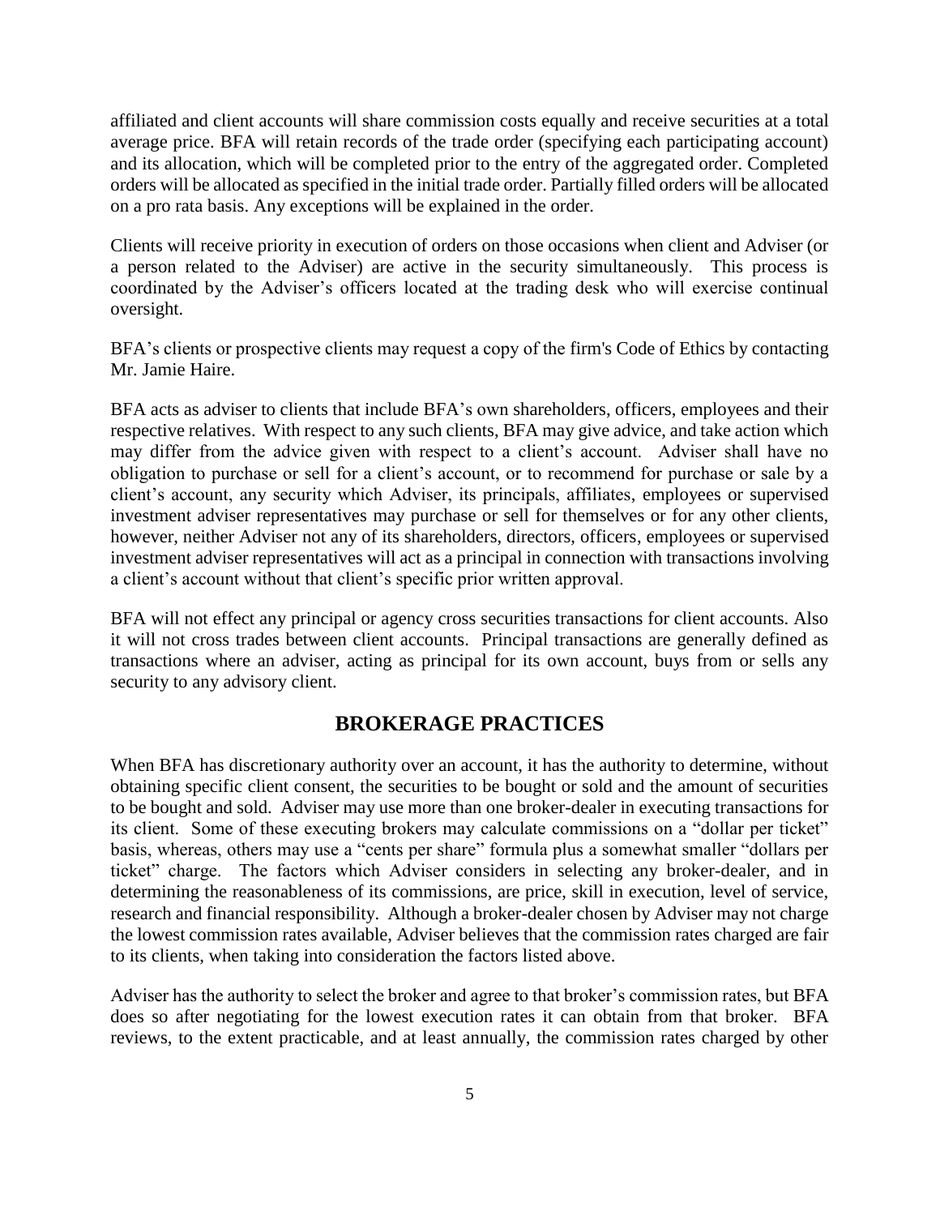affiliated and client accounts will share commission costs equally and receive securities at a total average price. BFA will retain records of the trade order (specifying each participating account) and its allocation, which will be completed prior to the entry of the aggregated order. Completed orders will be allocated as specified in the initial trade order. Partially filled orders will be allocated on a pro rata basis. Any exceptions will be explained in the order.

Clients will receive priority in execution of orders on those occasions when client and Adviser (or a person related to the Adviser) are active in the security simultaneously. This process is coordinated by the Adviser's officers located at the trading desk who will exercise continual oversight.

BFA's clients or prospective clients may request a copy of the firm's Code of Ethics by contacting Mr. Jamie Haire.

BFA acts as adviser to clients that include BFA's own shareholders, officers, employees and their respective relatives. With respect to any such clients, BFA may give advice, and take action which may differ from the advice given with respect to a client's account. Adviser shall have no obligation to purchase or sell for a client's account, or to recommend for purchase or sale by a client's account, any security which Adviser, its principals, affiliates, employees or supervised investment adviser representatives may purchase or sell for themselves or for any other clients, however, neither Adviser not any of its shareholders, directors, officers, employees or supervised investment adviser representatives will act as a principal in connection with transactions involving a client's account without that client's specific prior written approval.

BFA will not effect any principal or agency cross securities transactions for client accounts. Also it will not cross trades between client accounts. Principal transactions are generally defined as transactions where an adviser, acting as principal for its own account, buys from or sells any security to any advisory client.

## BROKERAGE PRACTICES

When BFA has discretionary authority over an account, it has the authority to determine, without obtaining specific client consent, the securities to be bought or sold and the amount of securities to be bought and sold. Adviser may use more than one broker-dealer in executing transactions for its client. Some of these executing brokers may calculate commissions on a "dollar per ticket" basis, whereas, others may use a "cents per share" formula plus a somewhat smaller "dollars per ticket" charge. The factors which Adviser considers in selecting any broker-dealer, and in determining the reasonableness of its commissions, are price, skill in execution, level of service, research and financial responsibility. Although a broker-dealer chosen by Adviser may not charge the lowest commission rates available, Adviser believes that the commission rates charged are fair to its clients, when taking into consideration the factors listed above.

Adviser has the authority to select the broker and agree to that broker's commission rates, but BFA does so after negotiating for the lowest execution rates it can obtain from that broker. BFA reviews, to the extent practicable, and at least annually, the commission rates charged by other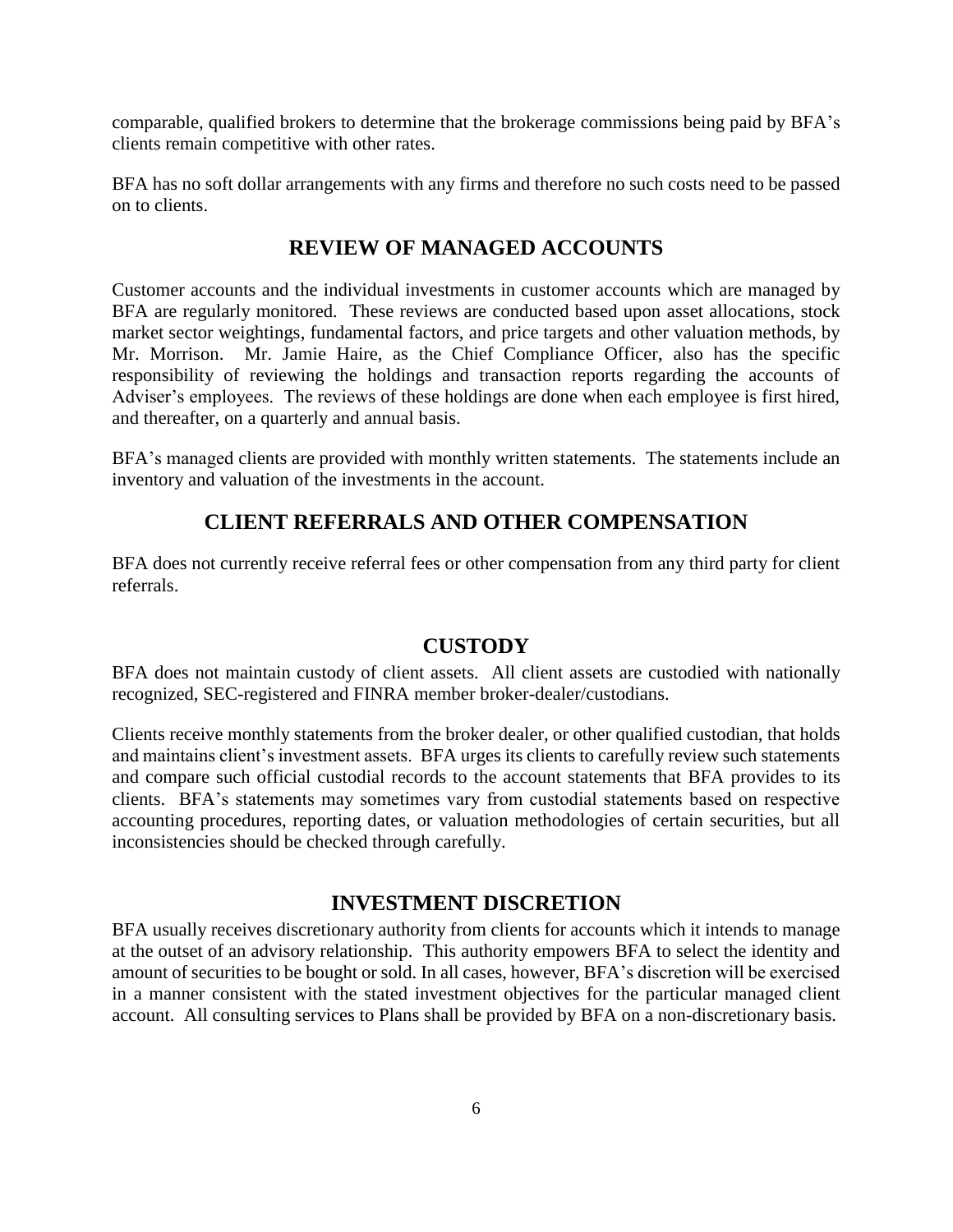comparable, qualified brokers to determine that the brokerage commissions being paid by BFA's clients remain competitive with other rates.

BFA has no soft dollar arrangements with any firms and therefore no such costs need to be passed on to clients.

## REVIEW OF MANAGED ACCOUNTS

Customer accounts and the individual investments in customer accounts which are managed by BFA are regularly monitored. These reviews are conducted based upon asset allocations, stock market sector weightings, fundamental factors, and price targets and other valuation methods, by Mr. Morrison. Mr. Jamie Haire, as the Chief Compliance Officer, also has the specific responsibility of reviewing the holdings and transaction reports regarding the accounts of Adviser's employees. The reviews of these holdings are done when each employee is first hired, and thereafter, on a quarterly and annual basis.

BFA's managed clients are provided with monthly written statements. The statements include an inventory and valuation of the investments in the account.

## CLIENT REFERRALS AND OTHER COMPENSATION

BFA does not currently receive referral fees or other compensation from any third party for client referrals.

## CUSTODY

BFA does not maintain custody of client assets. All client assets are custodied with nationally recognized, SEC-registered and FINRA member broker-dealer/custodians.

Clients receive monthly statements from the broker dealer, or other qualified custodian, that holds and maintains client's investment assets. BFA urges its clients to carefully review such statements and compare such official custodial records to the account statements that BFA provides to its clients. BFA's statements may sometimes vary from custodial statements based on respective accounting procedures, reporting dates, or valuation methodologies of certain securities, but all inconsistencies should be checked through carefully.

## INVESTMENT DISCRETION

BFA usually receives discretionary authority from clients for accounts which it intends to manage at the outset of an advisory relationship. This authority empowers BFA to select the identity and amount of securities to be bought or sold. In all cases, however, BFA's discretion will be exercised in a manner consistent with the stated investment objectives for the particular managed client account. All consulting services to Plans shall be provided by BFA on a non-discretionary basis.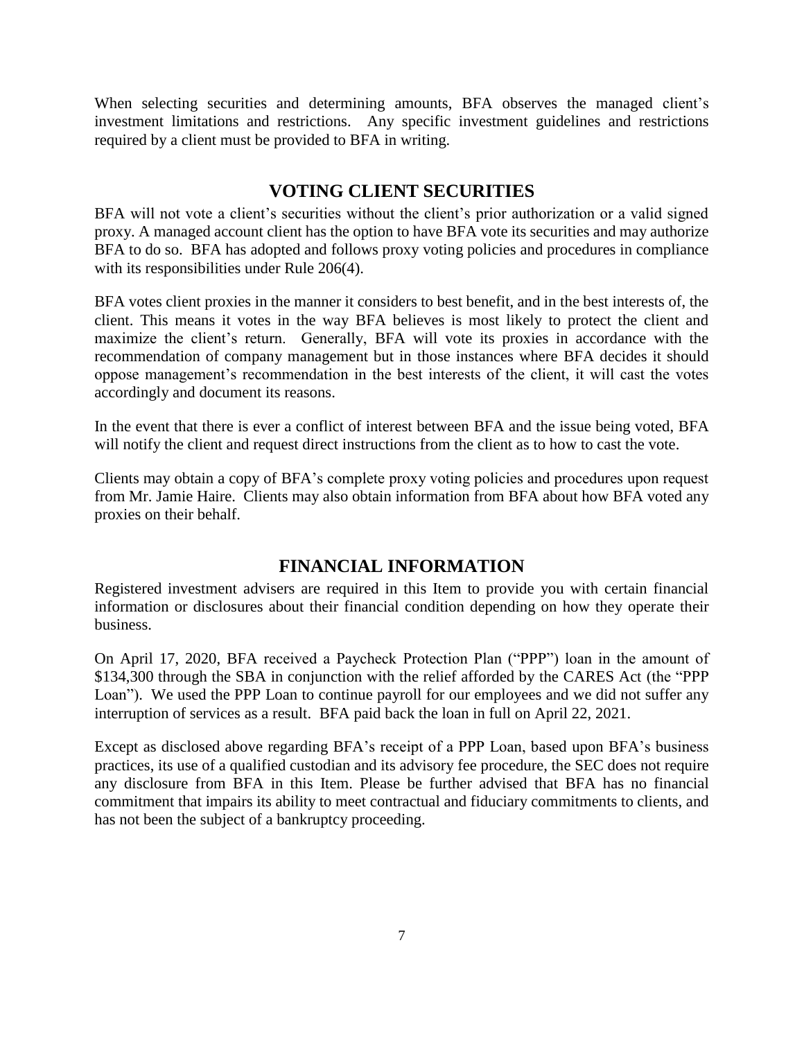When selecting securities and determining amounts, BFA observes the managed client's investment limitations and restrictions. Any specific investment guidelines and restrictions required by a client must be provided to BFA in writing.

## VOTING CLIENT SECURITIES

BFA will not vote a client's securities without the client's prior authorization or a valid signed proxy. A managed account client has the option to have BFA vote its securities and may authorize BFA to do so. BFA has adopted and follows proxy voting policies and procedures in compliance with its responsibilities under Rule 206(4).

BFA votes client proxies in the manner it considers to best benefit, and in the best interests of, the client. This means it votes in the way BFA believes is most likely to protect the client and maximize the client's return. Generally, BFA will vote its proxies in accordance with the recommendation of company management but in those instances where BFA decides it should oppose management's recommendation in the best interests of the client, it will cast the votes accordingly and document its reasons.

In the event that there is ever a conflict of interest between BFA and the issue being voted, BFA will notify the client and request direct instructions from the client as to how to cast the vote.

Clients may obtain a copy of BFA's complete proxy voting policies and procedures upon request from Mr. Jamie Haire. Clients may also obtain information from BFA about how BFA voted any proxies on their behalf.

## FINANCIAL INFORMATION

Registered investment advisers are required in this Item to provide you with certain financial information or disclosures about their financial condition depending on how they operate their business.

On April 17, 2020, BFA received a Paycheck Protection Plan ("PPP") loan in the amount of $134,300 through the SBA in conjunction with the relief afforded by the CARES Act (the "PPP Loan"). We used the PPP Loan to continue payroll for our employees and we did not suffer any interruption of services as a result. BFA paid back the loan in full on April 22, 2021.

Except as disclosed above regarding BFA's receipt of a PPP Loan, based upon BFA's business practices, its use of a qualified custodian and its advisory fee procedure, the SEC does not require any disclosure from BFA in this Item. Please be further advised that BFA has no financial commitment that impairs its ability to meet contractual and fiduciary commitments to clients, and has not been the subject of a bankruptcy proceeding.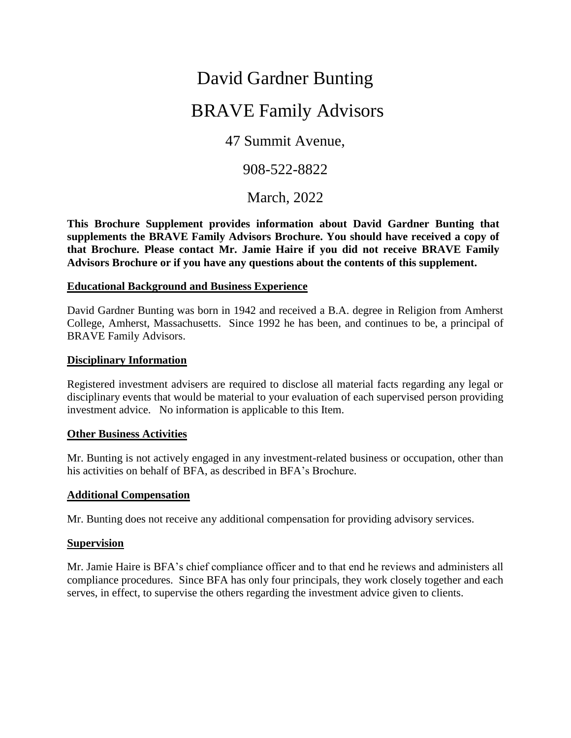# David Gardner Bunting

# BRAVE Family Advisors

47 Summit Avenue,

908-522-8822

March, 2022

**This Brochure Supplement provides information about David Gardner Bunting that supplements the BRAVE Family Advisors Brochure. You should have received a copy of that Brochure. Please contact Mr. Jamie Haire if you did not receive BRAVE Family Advisors Brochure or if you have any questions about the contents of this supplement.**

## Educational Background and Business Experience

David Gardner Bunting was born in 1942 and received a B.A. degree in Religion from Amherst College, Amherst, Massachusetts. Since 1992 he has been, and continues to be, a principal of BRAVE Family Advisors.

## Disciplinary Information

Registered investment advisers are required to disclose all material facts regarding any legal or disciplinary events that would be material to your evaluation of each supervised person providing investment advice. No information is applicable to this Item.

## Other Business Activities

Mr. Bunting is not actively engaged in any investment-related business or occupation, other than his activities on behalf of BFA, as described in BFA's Brochure.

## Additional Compensation

Mr. Bunting does not receive any additional compensation for providing advisory services.

## Supervision

Mr. Jamie Haire is BFA's chief compliance officer and to that end he reviews and administers all compliance procedures. Since BFA has only four principals, they work closely together and each serves, in effect, to supervise the others regarding the investment advice given to clients.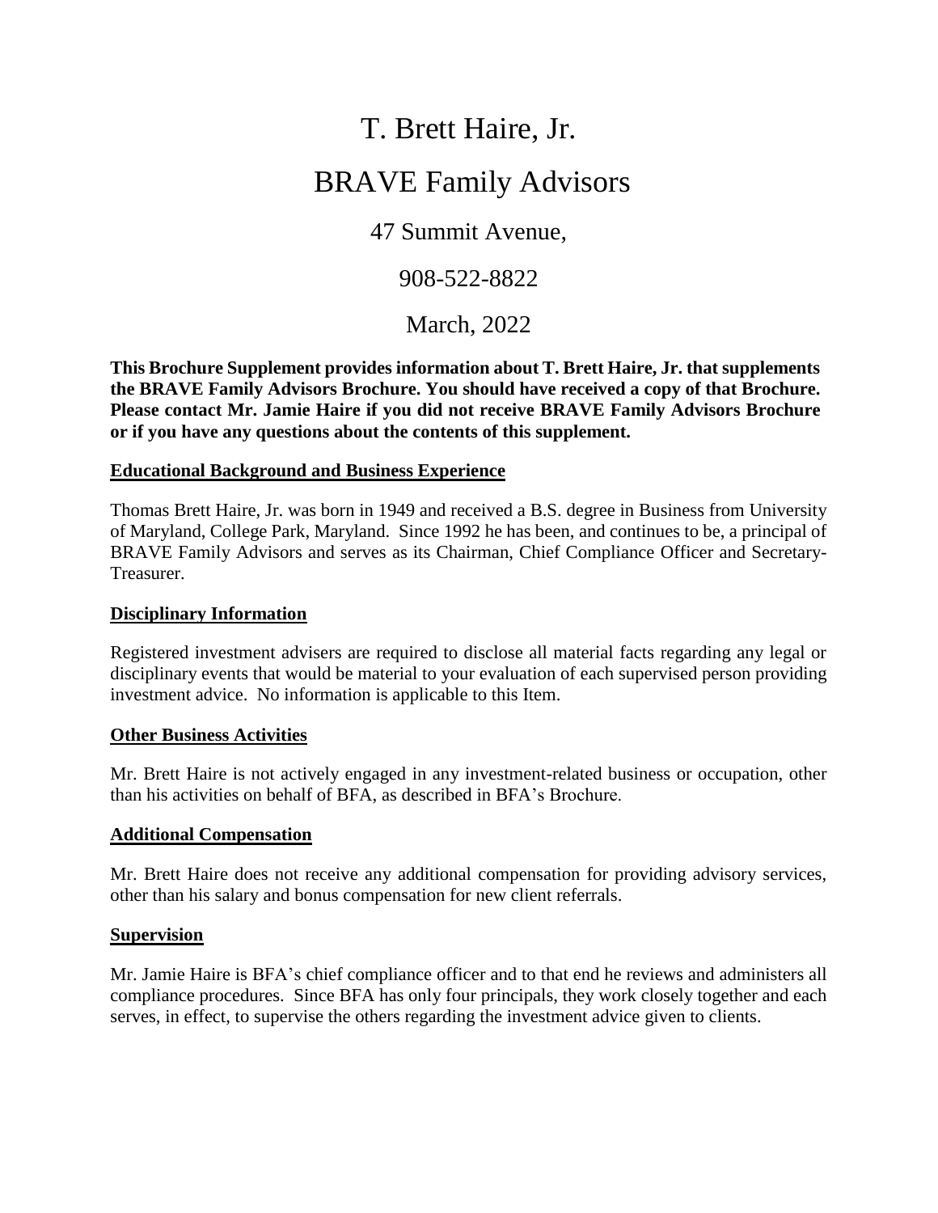# T. Brett Haire, Jr.

# BRAVE Family Advisors

47 Summit Avenue,

908-522-8822

March, 2022

**This Brochure Supplement provides information about T. Brett Haire, Jr. that supplements the BRAVE Family Advisors Brochure. You should have received a copy of that Brochure. Please contact Mr. Jamie Haire if you did not receive BRAVE Family Advisors Brochure or if you have any questions about the contents of this supplement.**

## Educational Background and Business Experience

Thomas Brett Haire, Jr. was born in 1949 and received a B.S. degree in Business from University of Maryland, College Park, Maryland. Since 1992 he has been, and continues to be, a principal of BRAVE Family Advisors and serves as its Chairman, Chief Compliance Officer and Secretary-Treasurer.

## Disciplinary Information

Registered investment advisers are required to disclose all material facts regarding any legal or disciplinary events that would be material to your evaluation of each supervised person providing investment advice. No information is applicable to this Item.

## Other Business Activities

Mr. Brett Haire is not actively engaged in any investment-related business or occupation, other than his activities on behalf of BFA, as described in BFA's Brochure.

## Additional Compensation

Mr. Brett Haire does not receive any additional compensation for providing advisory services, other than his salary and bonus compensation for new client referrals.

## Supervision

Mr. Jamie Haire is BFA's chief compliance officer and to that end he reviews and administers all compliance procedures. Since BFA has only four principals, they work closely together and each serves, in effect, to supervise the others regarding the investment advice given to clients.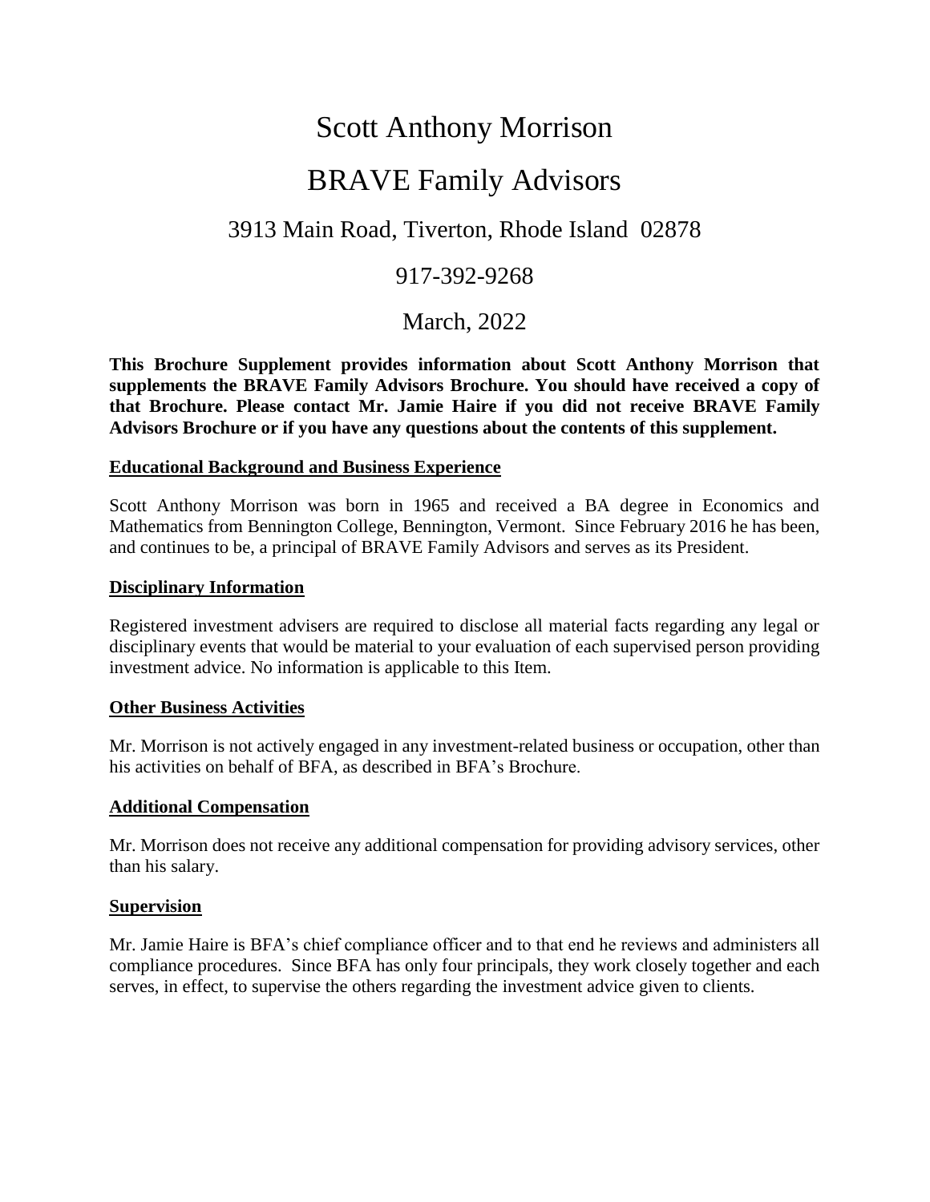# Scott Anthony Morrison

# BRAVE Family Advisors

## 3913 Main Road, Tiverton, Rhode Island 02878

## 917-392-9268

## March, 2022

**This Brochure Supplement provides information about Scott Anthony Morrison that supplements the BRAVE Family Advisors Brochure. You should have received a copy of that Brochure. Please contact Mr. Jamie Haire if you did not receive BRAVE Family Advisors Brochure or if you have any questions about the contents of this supplement.**

### Educational Background and Business Experience

Scott Anthony Morrison was born in 1965 and received a BA degree in Economics and Mathematics from Bennington College, Bennington, Vermont. Since February 2016 he has been, and continues to be, a principal of BRAVE Family Advisors and serves as its President.

### Disciplinary Information

Registered investment advisers are required to disclose all material facts regarding any legal or disciplinary events that would be material to your evaluation of each supervised person providing investment advice. No information is applicable to this Item.

### Other Business Activities

Mr. Morrison is not actively engaged in any investment-related business or occupation, other than his activities on behalf of BFA, as described in BFA's Brochure.

### Additional Compensation

Mr. Morrison does not receive any additional compensation for providing advisory services, other than his salary.

### Supervision

Mr. Jamie Haire is BFA's chief compliance officer and to that end he reviews and administers all compliance procedures. Since BFA has only four principals, they work closely together and each serves, in effect, to supervise the others regarding the investment advice given to clients.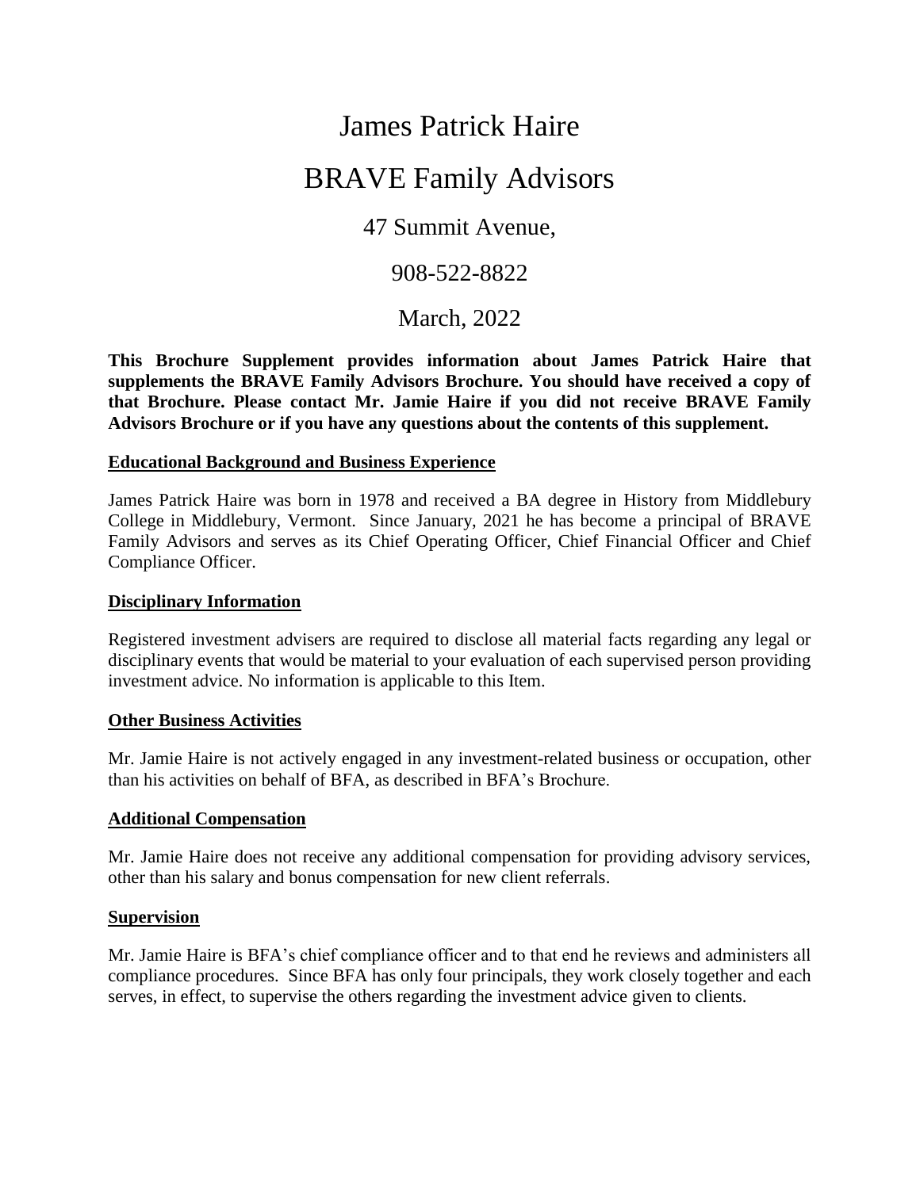# James Patrick Haire

# BRAVE Family Advisors

47 Summit Avenue,

908-522-8822

March, 2022

**This Brochure Supplement provides information about James Patrick Haire that supplements the BRAVE Family Advisors Brochure. You should have received a copy of that Brochure. Please contact Mr. Jamie Haire if you did not receive BRAVE Family Advisors Brochure or if you have any questions about the contents of this supplement.**

## Educational Background and Business Experience

James Patrick Haire was born in 1978 and received a BA degree in History from Middlebury College in Middlebury, Vermont. Since January, 2021 he has become a principal of BRAVE Family Advisors and serves as its Chief Operating Officer, Chief Financial Officer and Chief Compliance Officer.

## Disciplinary Information

Registered investment advisers are required to disclose all material facts regarding any legal or disciplinary events that would be material to your evaluation of each supervised person providing investment advice. No information is applicable to this Item.

## Other Business Activities

Mr. Jamie Haire is not actively engaged in any investment-related business or occupation, other than his activities on behalf of BFA, as described in BFA's Brochure.

## Additional Compensation

Mr. Jamie Haire does not receive any additional compensation for providing advisory services, other than his salary and bonus compensation for new client referrals.

## Supervision

Mr. Jamie Haire is BFA's chief compliance officer and to that end he reviews and administers all compliance procedures. Since BFA has only four principals, they work closely together and each serves, in effect, to supervise the others regarding the investment advice given to clients.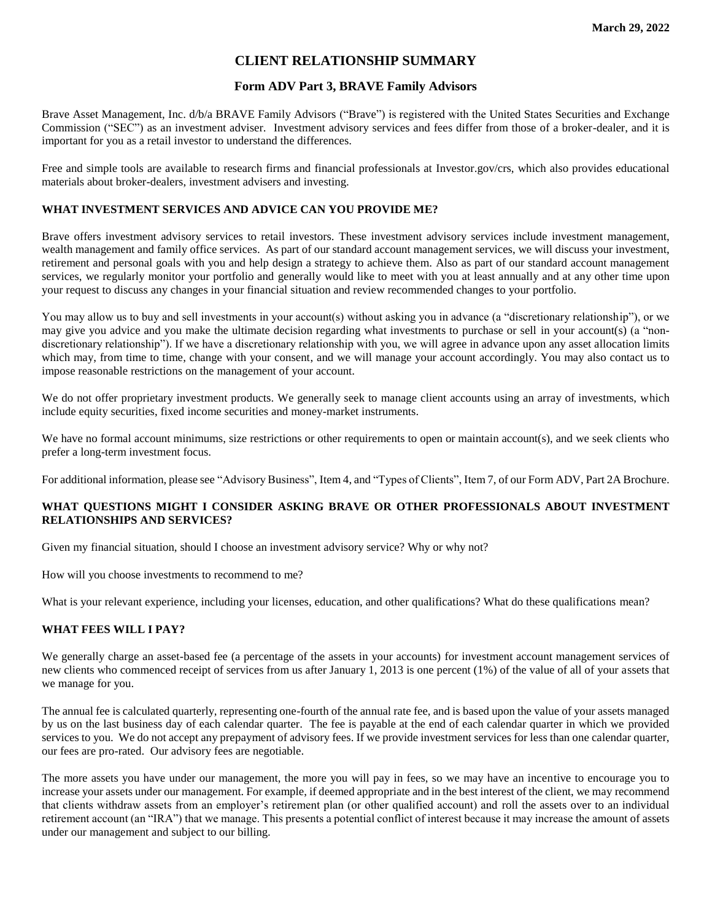March 29, 2022

# CLIENT RELATIONSHIP SUMMARY

## Form ADV Part 3, BRAVE Family Advisors

Brave Asset Management, Inc. d/b/a BRAVE Family Advisors ("Brave") is registered with the United States Securities and Exchange Commission ("SEC") as an investment adviser. Investment advisory services and fees differ from those of a broker-dealer, and it is important for you as a retail investor to understand the differences.

Free and simple tools are available to research firms and financial professionals at Investor.gov/crs, which also provides educational materials about broker-dealers, investment advisers and investing.

### WHAT INVESTMENT SERVICES AND ADVICE CAN YOU PROVIDE ME?

Brave offers investment advisory services to retail investors. These investment advisory services include investment management, wealth management and family office services. As part of our standard account management services, we will discuss your investment, retirement and personal goals with you and help design a strategy to achieve them. Also as part of our standard account management services, we regularly monitor your portfolio and generally would like to meet with you at least annually and at any other time upon your request to discuss any changes in your financial situation and review recommended changes to your portfolio.

You may allow us to buy and sell investments in your account(s) without asking you in advance (a "discretionary relationship"), or we may give you advice and you make the ultimate decision regarding what investments to purchase or sell in your account(s) (a "non-discretionary relationship"). If we have a discretionary relationship with you, we will agree in advance upon any asset allocation limits which may, from time to time, change with your consent, and we will manage your account accordingly. You may also contact us to impose reasonable restrictions on the management of your account.

We do not offer proprietary investment products. We generally seek to manage client accounts using an array of investments, which include equity securities, fixed income securities and money-market instruments.

We have no formal account minimums, size restrictions or other requirements to open or maintain account(s), and we seek clients who prefer a long-term investment focus.

For additional information, please see "Advisory Business", Item 4, and "Types of Clients", Item 7, of our Form ADV, Part 2A Brochure.

### WHAT QUESTIONS MIGHT I CONSIDER ASKING BRAVE OR OTHER PROFESSIONALS ABOUT INVESTMENT RELATIONSHIPS AND SERVICES?

Given my financial situation, should I choose an investment advisory service? Why or why not?

How will you choose investments to recommend to me?

What is your relevant experience, including your licenses, education, and other qualifications? What do these qualifications mean?

### WHAT FEES WILL I PAY?

We generally charge an asset-based fee (a percentage of the assets in your accounts) for investment account management services of new clients who commenced receipt of services from us after January 1, 2013 is one percent (1%) of the value of all of your assets that we manage for you.

The annual fee is calculated quarterly, representing one-fourth of the annual rate fee, and is based upon the value of your assets managed by us on the last business day of each calendar quarter. The fee is payable at the end of each calendar quarter in which we provided services to you. We do not accept any prepayment of advisory fees. If we provide investment services for less than one calendar quarter, our fees are pro-rated. Our advisory fees are negotiable.

The more assets you have under our management, the more you will pay in fees, so we may have an incentive to encourage you to increase your assets under our management. For example, if deemed appropriate and in the best interest of the client, we may recommend that clients withdraw assets from an employer's retirement plan (or other qualified account) and roll the assets over to an individual retirement account (an "IRA") that we manage. This presents a potential conflict of interest because it may increase the amount of assets under our management and subject to our billing.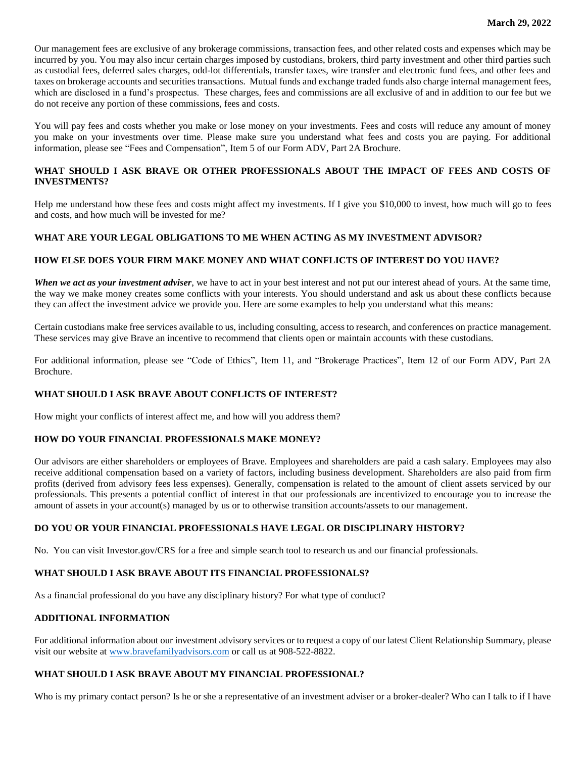Our management fees are exclusive of any brokerage commissions, transaction fees, and other related costs and expenses which may be incurred by you. You may also incur certain charges imposed by custodians, brokers, third party investment and other third parties such as custodial fees, deferred sales charges, odd-lot differentials, transfer taxes, wire transfer and electronic fund fees, and other fees and taxes on brokerage accounts and securities transactions. Mutual funds and exchange traded funds also charge internal management fees, which are disclosed in a fund's prospectus. These charges, fees and commissions are all exclusive of and in addition to our fee but we do not receive any portion of these commissions, fees and costs.

You will pay fees and costs whether you make or lose money on your investments. Fees and costs will reduce any amount of money you make on your investments over time. Please make sure you understand what fees and costs you are paying. For additional information, please see "Fees and Compensation", Item 5 of our Form ADV, Part 2A Brochure.

**WHAT SHOULD I ASK BRAVE OR OTHER PROFESSIONALS ABOUT THE IMPACT OF FEES AND COSTS OF INVESTMENTS?**

Help me understand how these fees and costs might affect my investments. If I give you $10,000 to invest, how much will go to fees and costs, and how much will be invested for me?

**WHAT ARE YOUR LEGAL OBLIGATIONS TO ME WHEN ACTING AS MY INVESTMENT ADVISOR?**

**HOW ELSE DOES YOUR FIRM MAKE MONEY AND WHAT CONFLICTS OF INTEREST DO YOU HAVE?**

***When we act as your investment adviser***, we have to act in your best interest and not put our interest ahead of yours. At the same time, the way we make money creates some conflicts with your interests. You should understand and ask us about these conflicts because they can affect the investment advice we provide you. Here are some examples to help you understand what this means:

Certain custodians make free services available to us, including consulting, access to research, and conferences on practice management. These services may give Brave an incentive to recommend that clients open or maintain accounts with these custodians.

For additional information, please see "Code of Ethics", Item 11, and "Brokerage Practices", Item 12 of our Form ADV, Part 2A Brochure.

**WHAT SHOULD I ASK BRAVE ABOUT CONFLICTS OF INTEREST?**

How might your conflicts of interest affect me, and how will you address them?

**HOW DO YOUR FINANCIAL PROFESSIONALS MAKE MONEY?**

Our advisors are either shareholders or employees of Brave. Employees and shareholders are paid a cash salary. Employees may also receive additional compensation based on a variety of factors, including business development. Shareholders are also paid from firm profits (derived from advisory fees less expenses). Generally, compensation is related to the amount of client assets serviced by our professionals. This presents a potential conflict of interest in that our professionals are incentivized to encourage you to increase the amount of assets in your account(s) managed by us or to otherwise transition accounts/assets to our management.

**DO YOU OR YOUR FINANCIAL PROFESSIONALS HAVE LEGAL OR DISCIPLINARY HISTORY?**

No. You can visit Investor.gov/CRS for a free and simple search tool to research us and our financial professionals.

**WHAT SHOULD I ASK BRAVE ABOUT ITS FINANCIAL PROFESSIONALS?**

As a financial professional do you have any disciplinary history? For what type of conduct?

**ADDITIONAL INFORMATION**

For additional information about our investment advisory services or to request a copy of our latest Client Relationship Summary, please visit our website at [www.bravefamilyadvisors.com](www.bravefamilyadvisors.com) or call us at 908-522-8822.

**WHAT SHOULD I ASK BRAVE ABOUT MY FINANCIAL PROFESSIONAL?**

Who is my primary contact person? Is he or she a representative of an investment adviser or a broker-dealer? Who can I talk to if I have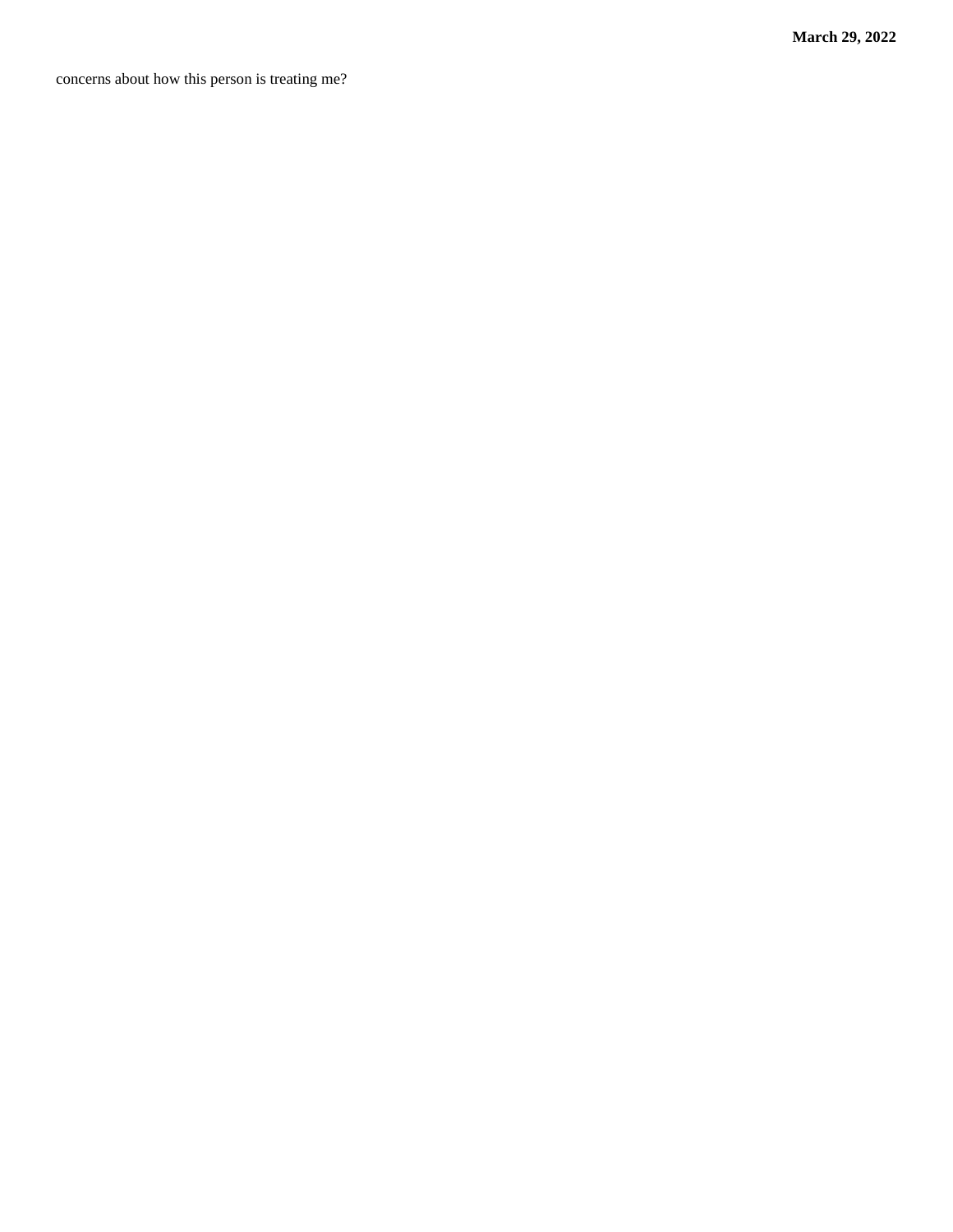concerns about how this person is treating me?